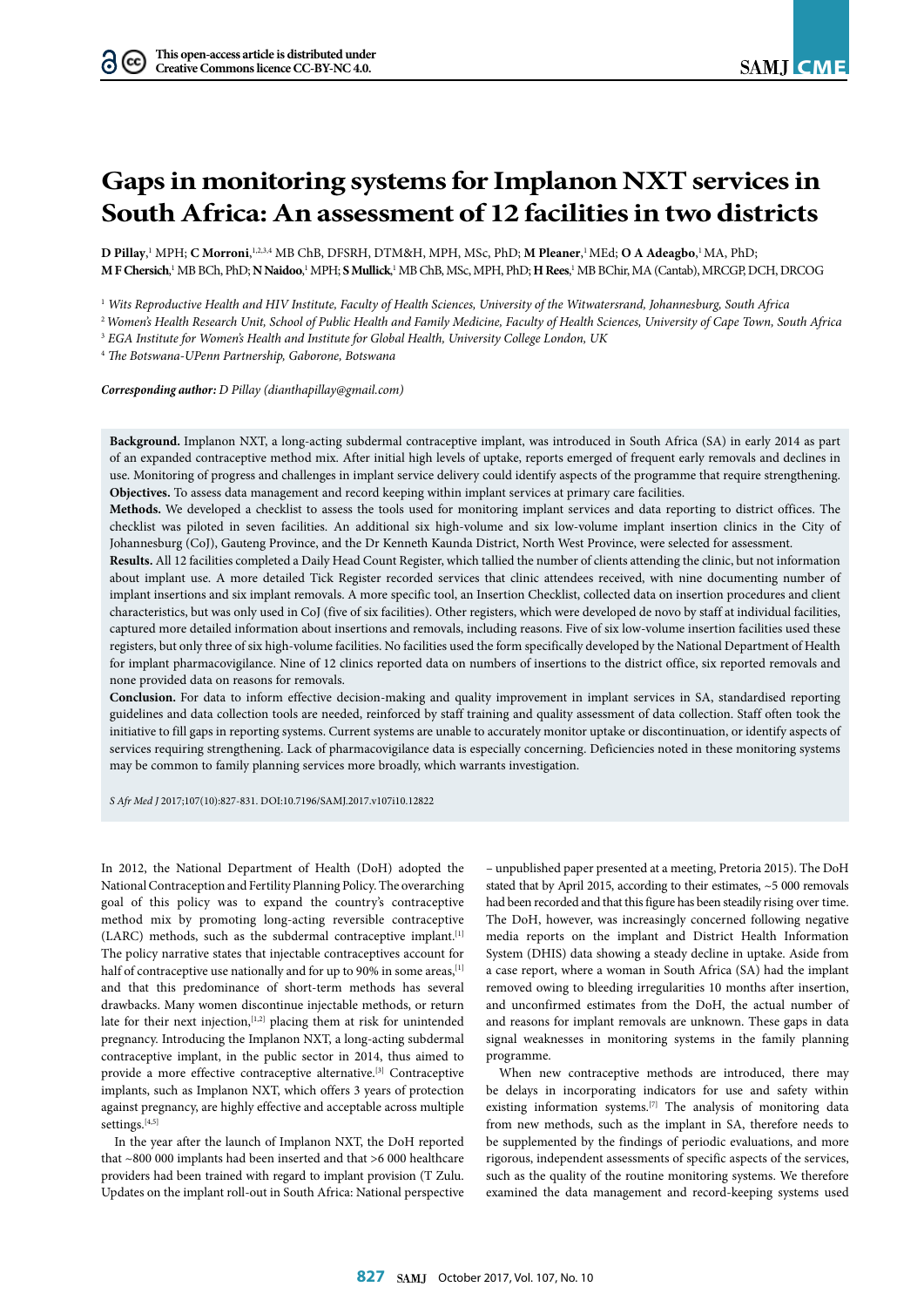# Gaps in monitoring systems for Implanon NXT services in South Africa: An assessment of 12 facilities in two districts

**D Pillay**,[1] MPH; **C Morroni**,[1,2,3,4] MB ChB, DFSRH, DTM&H, MPH, MSc, PhD; **M Pleaner**,[1] MEd; **O A Adeagbo**,[1] MA, PhD; **M F Chersich**,[1] MB BCh, PhD; **N Naidoo**,[1] MPH; **S Mullick**,[1] MB ChB, MSc, MPH, PhD; **H Rees**,[1] MB BChir, MA (Cantab), MRCGP, DCH, DRCOG

[1] *Wits Reproductive Health and HIV Institute, Faculty of Health Sciences, University of the Witwatersrand, Johannesburg, South Africa*
[2] *Women's Health Research Unit, School of Public Health and Family Medicine, Faculty of Health Sciences, University of Cape Town, South Africa*
[3] *EGA Institute for Women's Health and Institute for Global Health, University College London, UK*
[4] *The Botswana-UPenn Partnership, Gaborone, Botswana*

***Corresponding author:*** *D Pillay (dianthapillay@gmail.com)*

**Background.** Implanon NXT, a long-acting subdermal contraceptive implant, was introduced in South Africa (SA) in early 2014 as part of an expanded contraceptive method mix. After initial high levels of uptake, reports emerged of frequent early removals and declines in use. Monitoring of progress and challenges in implant service delivery could identify aspects of the programme that require strengthening.

**Objectives.** To assess data management and record keeping within implant services at primary care facilities.

**Methods.** We developed a checklist to assess the tools used for monitoring implant services and data reporting to district offices. The checklist was piloted in seven facilities. An additional six high-volume and six low-volume implant insertion clinics in the City of Johannesburg (CoJ), Gauteng Province, and the Dr Kenneth Kaunda District, North West Province, were selected for assessment.

**Results.** All 12 facilities completed a Daily Head Count Register, which tallied the number of clients attending the clinic, but not information about implant use. A more detailed Tick Register recorded services that clinic attendees received, with nine documenting number of implant insertions and six implant removals. A more specific tool, an Insertion Checklist, collected data on insertion procedures and client characteristics, but was only used in CoJ (five of six facilities). Other registers, which were developed de novo by staff at individual facilities, captured more detailed information about insertions and removals, including reasons. Five of six low-volume insertion facilities used these registers, but only three of six high-volume facilities. No facilities used the form specifically developed by the National Department of Health for implant pharmacovigilance. Nine of 12 clinics reported data on numbers of insertions to the district office, six reported removals and none provided data on reasons for removals.

**Conclusion.** For data to inform effective decision-making and quality improvement in implant services in SA, standardised reporting guidelines and data collection tools are needed, reinforced by staff training and quality assessment of data collection. Staff often took the initiative to fill gaps in reporting systems. Current systems are unable to accurately monitor uptake or discontinuation, or identify aspects of services requiring strengthening. Lack of pharmacovigilance data is especially concerning. Deficiencies noted in these monitoring systems may be common to family planning services more broadly, which warrants investigation.

*S Afr Med J* 2017;107(10):827-831. DOI:10.7196/SAMJ.2017.v107i10.12822

In 2012, the National Department of Health (DoH) adopted the National Contraception and Fertility Planning Policy. The overarching goal of this policy was to expand the country's contraceptive method mix by promoting long-acting reversible contraceptive (LARC) methods, such as the subdermal contraceptive implant.[1] The policy narrative states that injectable contraceptives account for half of contraceptive use nationally and for up to 90% in some areas,[1] and that this predominance of short-term methods has several drawbacks. Many women discontinue injectable methods, or return late for their next injection,[1,2] placing them at risk for unintended pregnancy. Introducing the Implanon NXT, a long-acting subdermal contraceptive implant, in the public sector in 2014, thus aimed to provide a more effective contraceptive alternative.[3] Contraceptive implants, such as Implanon NXT, which offers 3 years of protection against pregnancy, are highly effective and acceptable across multiple settings.[4,5]

In the year after the launch of Implanon NXT, the DoH reported that ~800 000 implants had been inserted and that >6 000 healthcare providers had been trained with regard to implant provision (T Zulu. Updates on the implant roll-out in South Africa: National perspective – unpublished paper presented at a meeting, Pretoria 2015). The DoH stated that by April 2015, according to their estimates, ~5 000 removals had been recorded and that this figure has been steadily rising over time. The DoH, however, was increasingly concerned following negative media reports on the implant and District Health Information System (DHIS) data showing a steady decline in uptake. Aside from a case report, where a woman in South Africa (SA) had the implant removed owing to bleeding irregularities 10 months after insertion, and unconfirmed estimates from the DoH, the actual number of and reasons for implant removals are unknown. These gaps in data signal weaknesses in monitoring systems in the family planning programme.

When new contraceptive methods are introduced, there may be delays in incorporating indicators for use and safety within existing information systems.[7] The analysis of monitoring data from new methods, such as the implant in SA, therefore needs to be supplemented by the findings of periodic evaluations, and more rigorous, independent assessments of specific aspects of the services, such as the quality of the routine monitoring systems. We therefore examined the data management and record-keeping systems used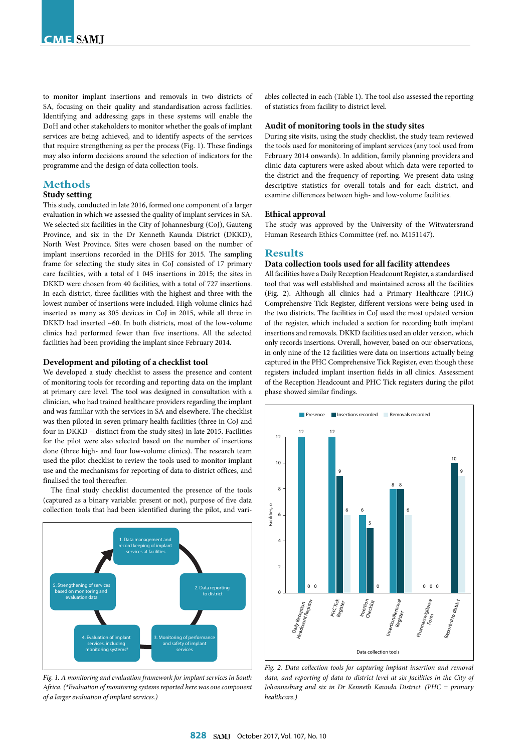to monitor implant insertions and removals in two districts of SA, focusing on their quality and standardisation across facilities. Identifying and addressing gaps in these systems will enable the DoH and other stakeholders to monitor whether the goals of implant services are being achieved, and to identify aspects of the services that require strengthening as per the process (Fig. 1). These findings may also inform decisions around the selection of indicators for the programme and the design of data collection tools.

# Methods

## Study setting

This study, conducted in late 2016, formed one component of a larger evaluation in which we assessed the quality of implant services in SA. We selected six facilities in the City of Johannesburg (CoJ), Gauteng Province, and six in the Dr Kenneth Kaunda District (DKKD), North West Province. Sites were chosen based on the number of implant insertions recorded in the DHIS for 2015. The sampling frame for selecting the study sites in CoJ consisted of 17 primary care facilities, with a total of 1 045 insertions in 2015; the sites in DKKD were chosen from 40 facilities, with a total of 727 insertions. In each district, three facilities with the highest and three with the lowest number of insertions were included. High-volume clinics had inserted as many as 305 devices in CoJ in 2015, while all three in DKKD had inserted ~60. In both districts, most of the low-volume clinics had performed fewer than five insertions. All the selected facilities had been providing the implant since February 2014.

## Development and piloting of a checklist tool

We developed a study checklist to assess the presence and content of monitoring tools for recording and reporting data on the implant at primary care level. The tool was designed in consultation with a clinician, who had trained healthcare providers regarding the implant and was familiar with the services in SA and elsewhere. The checklist was then piloted in seven primary health facilities (three in CoJ and four in DKKD – distinct from the study sites) in late 2015. Facilities for the pilot were also selected based on the number of insertions done (three high- and four low-volume clinics). The research team used the pilot checklist to review the tools used to monitor implant use and the mechanisms for reporting of data to district offices, and finalised the tool thereafter.

The final study checklist documented the presence of the tools (captured as a binary variable: present or not), purpose of five data collection tools that had been identified during the pilot, and variables collected in each (Table 1). The tool also assessed the reporting of statistics from facility to district level.

1. Data management and record keeping of implant services at facilities
2. Data reporting to district
3. Monitoring of performance and safety of implant services
4. Evaluation of implant services, including monitoring systems*
5. Strengthening of services based on monitoring and evaluation data

Fig. 1. A monitoring and evaluation framework for implant services in South Africa. (*Evaluation of monitoring systems reported here was one component of a larger evaluation of implant services.)

## Audit of monitoring tools in the study sites

During site visits, using the study checklist, the study team reviewed the tools used for monitoring of implant services (any tool used from February 2014 onwards). In addition, family planning providers and clinic data capturers were asked about which data were reported to the district and the frequency of reporting. We present data using descriptive statistics for overall totals and for each district, and examine differences between high- and low-volume facilities.

## Ethical approval

The study was approved by the University of the Witwatersrand Human Research Ethics Committee (ref. no. M151147).

# Results

## Data collection tools used for all facility attendees

All facilities have a Daily Reception Headcount Register, a standardised tool that was well established and maintained across all the facilities (Fig. 2). Although all clinics had a Primary Healthcare (PHC) Comprehensive Tick Register, different versions were being used in the two districts. The facilities in CoJ used the most updated version of the register, which included a section for recording both implant insertions and removals. DKKD facilities used an older version, which only records insertions. Overall, however, based on our observations, in only nine of the 12 facilities were data on insertions actually being captured in the PHC Comprehensive Tick Register, even though these registers included implant insertion fields in all clinics. Assessment of the Reception Headcount and PHC Tick registers during the pilot phase showed similar findings.

Presence
Insertions recorded
Removals recorded

Facilities, n

0
2
4
6
8
10
12

Daily Reception Headcount Register: 12, 0, 0
PHC Tick Register: 12, 9, 6
Insertion Checklist: 6, 5, 0
Insertion/Removal Register: 8, 8, 6
Pharmacovigilance Form: 0, 0, 0
Reported to district: 10, 9

Data collection tools

Fig. 2. Data collection tools for capturing implant insertion and removal data, and reporting of data to district level at six facilities in the City of Johannesburg and six in Dr Kenneth Kaunda District. (PHC = primary healthcare.)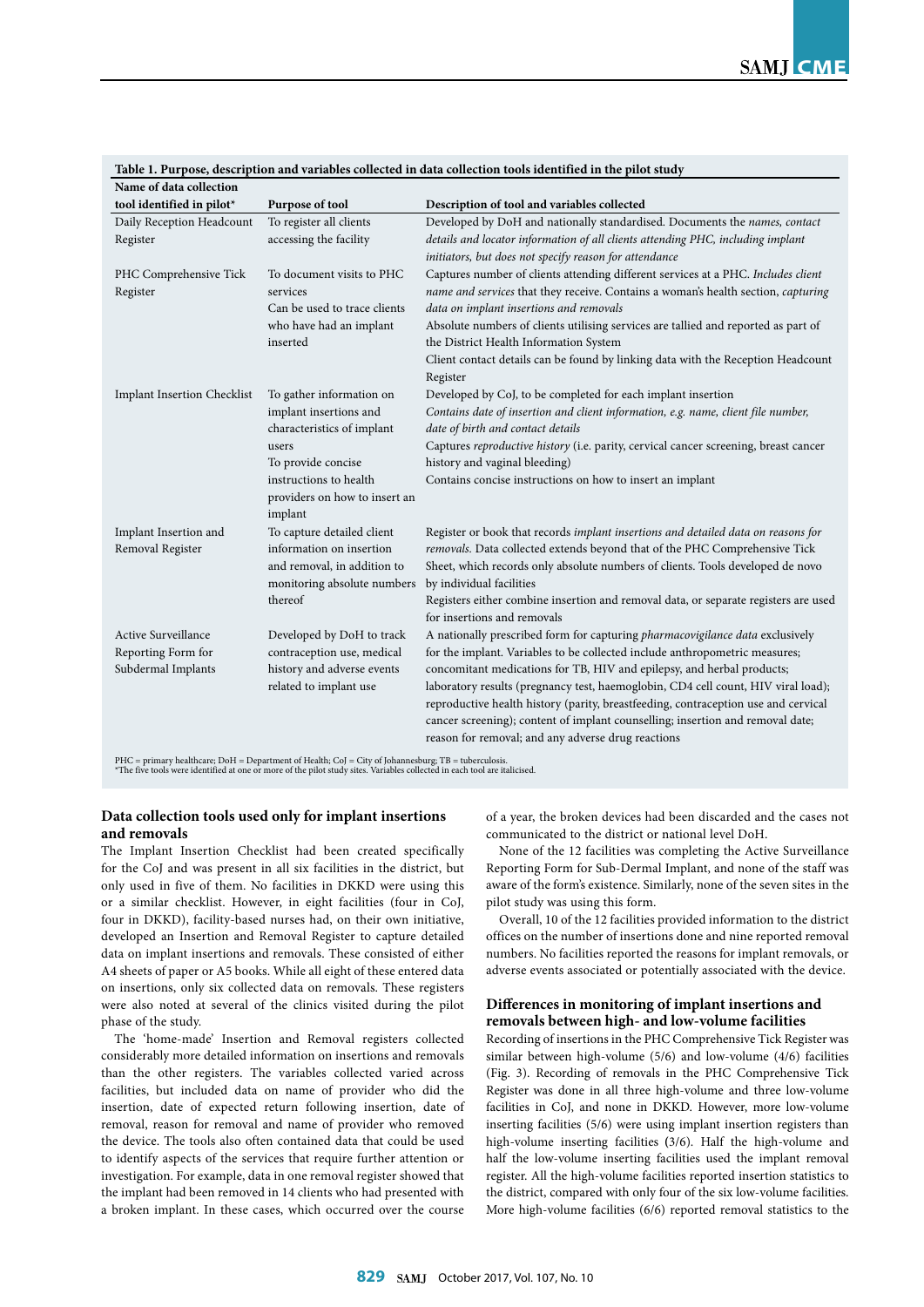**Table 1. Purpose, description and variables collected in data collection tools identified in the pilot study**

| Name of data collection tool identified in pilot* | Purpose of tool | Description of tool and variables collected |
|---|---|---|
| Daily Reception Headcount Register | To register all clients accessing the facility | Developed by DoH and nationally standardised. Documents the *names, contact details and locator information of all clients attending PHC, including implant initiators, but does not specify reason for attendance* |
| PHC Comprehensive Tick Register | To document visits to PHC services<br>Can be used to trace clients who have had an implant inserted | Captures number of clients attending different services at a PHC. *Includes client name and services* that they receive. Contains a woman's health section, *capturing data on implant insertions and removals*<br>Absolute numbers of clients utilising services are tallied and reported as part of the District Health Information System<br>Client contact details can be found by linking data with the Reception Headcount Register |
| Implant Insertion Checklist | To gather information on implant insertions and characteristics of implant users<br>To provide concise instructions to health providers on how to insert an implant | Developed by CoJ, to be completed for each implant insertion<br>*Contains date of insertion and client information, e.g. name, client file number, date of birth and contact details*<br>Captures *reproductive history* (i.e. parity, cervical cancer screening, breast cancer history and vaginal bleeding)<br>Contains concise instructions on how to insert an implant |
| Implant Insertion and Removal Register | To capture detailed client information on insertion and removal, in addition to monitoring absolute numbers thereof | Register or book that records *implant insertions and detailed data on reasons for removals*. Data collected extends beyond that of the PHC Comprehensive Tick Sheet, which records only absolute numbers of clients. Tools developed de novo by individual facilities<br>Registers either combine insertion and removal data, or separate registers are used for insertions and removals |
| Active Surveillance Reporting Form for Subdermal Implants | Developed by DoH to track contraception use, medical history and adverse events related to implant use | A nationally prescribed form for capturing *pharmacovigilance data* exclusively for the implant. Variables to be collected include anthropometric measures; concomitant medications for TB, HIV and epilepsy, and herbal products; laboratory results (pregnancy test, haemoglobin, CD4 cell count, HIV viral load); reproductive health history (parity, breastfeeding, contraception use and cervical cancer screening); content of implant counselling; insertion and removal date; reason for removal; and any adverse drug reactions |

PHC = primary healthcare; DoH = Department of Health; CoJ = City of Johannesburg; TB = tuberculosis.
*The five tools were identified at one or more of the pilot study sites. Variables collected in each tool are italicised.

### Data collection tools used only for implant insertions and removals

The Implant Insertion Checklist had been created specifically for the CoJ and was present in all six facilities in the district, but only used in five of them. No facilities in DKKD were using this or a similar checklist. However, in eight facilities (four in CoJ, four in DKKD), facility-based nurses had, on their own initiative, developed an Insertion and Removal Register to capture detailed data on implant insertions and removals. These consisted of either A4 sheets of paper or A5 books. While all eight of these entered data on insertions, only six collected data on removals. These registers were also noted at several of the clinics visited during the pilot phase of the study.

The 'home-made' Insertion and Removal registers collected considerably more detailed information on insertions and removals than the other registers. The variables collected varied across facilities, but included data on name of provider who did the insertion, date of expected return following insertion, date of removal, reason for removal and name of provider who removed the device. The tools also often contained data that could be used to identify aspects of the services that require further attention or investigation. For example, data in one removal register showed that the implant had been removed in 14 clients who had presented with a broken implant. In these cases, which occurred over the course of a year, the broken devices had been discarded and the cases not communicated to the district or national level DoH.

None of the 12 facilities was completing the Active Surveillance Reporting Form for Sub-Dermal Implant, and none of the staff was aware of the form's existence. Similarly, none of the seven sites in the pilot study was using this form.

Overall, 10 of the 12 facilities provided information to the district offices on the number of insertions done and nine reported removal numbers. No facilities reported the reasons for implant removals, or adverse events associated or potentially associated with the device.

### Differences in monitoring of implant insertions and removals between high- and low-volume facilities

Recording of insertions in the PHC Comprehensive Tick Register was similar between high-volume (5/6) and low-volume (4/6) facilities (Fig. 3). Recording of removals in the PHC Comprehensive Tick Register was done in all three high-volume and three low-volume facilities in CoJ, and none in DKKD. However, more low-volume inserting facilities (5/6) were using implant insertion registers than high-volume inserting facilities (3/6). Half the high-volume and half the low-volume inserting facilities used the implant removal register. All the high-volume facilities reported insertion statistics to the district, compared with only four of the six low-volume facilities. More high-volume facilities (6/6) reported removal statistics to the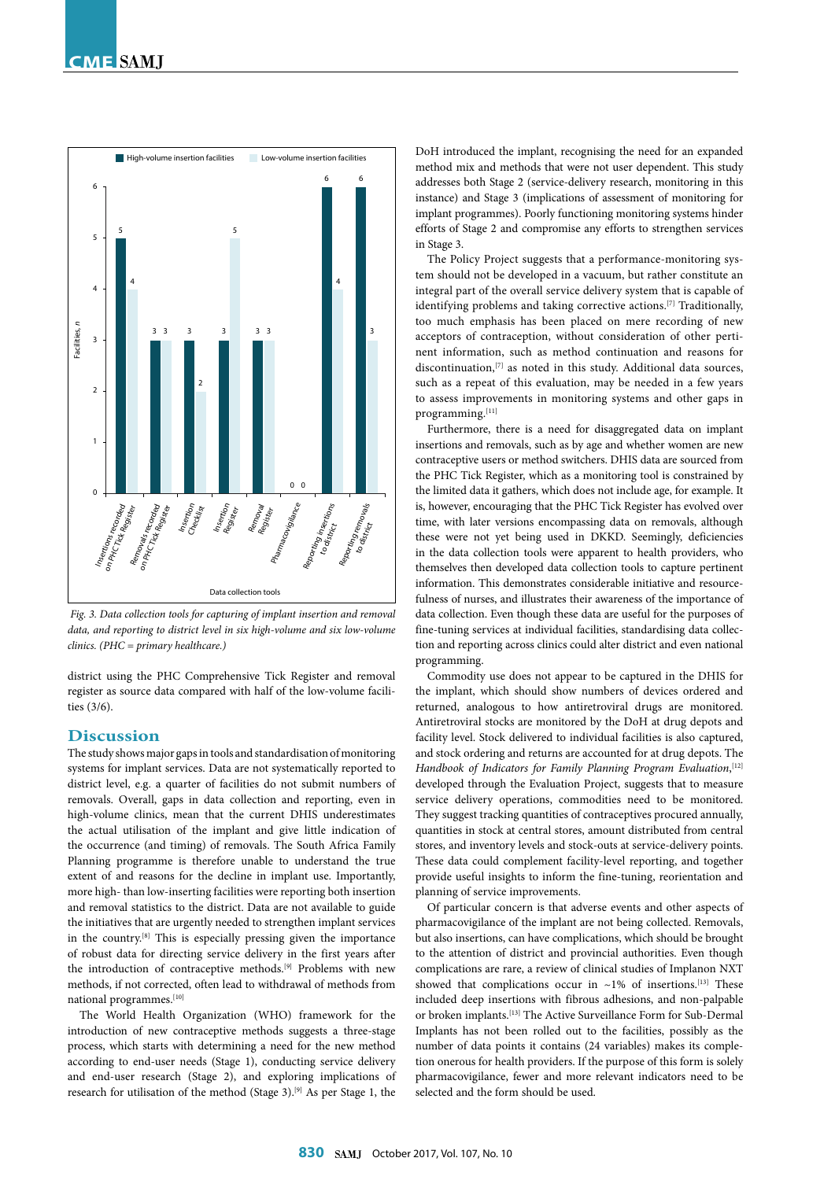High-volume insertion facilities

Low-volume insertion facilities

Facilities, n

0 1 2 3 4 5 6

5 4 3 3 3 2 3 5 3 3 0 0 6 4 6 3

Insertions recorded on PHC Tick Register

Removals recorded on PHC Tick Register

Insertion Checklist

Insertion Register

Removal Register

Pharmacovigilance

Reporting insertions to district

Reporting removals to district

Data collection tools

*Fig. 3. Data collection tools for capturing of implant insertion and removal data, and reporting to district level in six high-volume and six low-volume clinics. (PHC = primary healthcare.)*

district using the PHC Comprehensive Tick Register and removal register as source data compared with half of the low-volume facilities (3/6).

## Discussion

The study shows major gaps in tools and standardisation of monitoring systems for implant services. Data are not systematically reported to district level, e.g. a quarter of facilities do not submit numbers of removals. Overall, gaps in data collection and reporting, even in high-volume clinics, mean that the current DHIS underestimates the actual utilisation of the implant and give little indication of the occurrence (and timing) of removals. The South Africa Family Planning programme is therefore unable to understand the true extent of and reasons for the decline in implant use. Importantly, more high- than low-inserting facilities were reporting both insertion and removal statistics to the district. Data are not available to guide the initiatives that are urgently needed to strengthen implant services in the country.[8] This is especially pressing given the importance of robust data for directing service delivery in the first years after the introduction of contraceptive methods.[9] Problems with new methods, if not corrected, often lead to withdrawal of methods from national programmes.[10]

The World Health Organization (WHO) framework for the introduction of new contraceptive methods suggests a three-stage process, which starts with determining a need for the new method according to end-user needs (Stage 1), conducting service delivery and end-user research (Stage 2), and exploring implications of research for utilisation of the method (Stage 3).[9] As per Stage 1, the DoH introduced the implant, recognising the need for an expanded method mix and methods that were not user dependent. This study addresses both Stage 2 (service-delivery research, monitoring in this instance) and Stage 3 (implications of assessment of monitoring for implant programmes). Poorly functioning monitoring systems hinder efforts of Stage 2 and compromise any efforts to strengthen services in Stage 3.

The Policy Project suggests that a performance-monitoring system should not be developed in a vacuum, but rather constitute an integral part of the overall service delivery system that is capable of identifying problems and taking corrective actions.[7] Traditionally, too much emphasis has been placed on mere recording of new acceptors of contraception, without consideration of other pertinent information, such as method continuation and reasons for discontinuation,[7] as noted in this study. Additional data sources, such as a repeat of this evaluation, may be needed in a few years to assess improvements in monitoring systems and other gaps in programming.[11]

Furthermore, there is a need for disaggregated data on implant insertions and removals, such as by age and whether women are new contraceptive users or method switchers. DHIS data are sourced from the PHC Tick Register, which as a monitoring tool is constrained by the limited data it gathers, which does not include age, for example. It is, however, encouraging that the PHC Tick Register has evolved over time, with later versions encompassing data on removals, although these were not yet being used in DKKD. Seemingly, deficiencies in the data collection tools were apparent to health providers, who themselves then developed data collection tools to capture pertinent information. This demonstrates considerable initiative and resourcefulness of nurses, and illustrates their awareness of the importance of data collection. Even though these data are useful for the purposes of fine-tuning services at individual facilities, standardising data collection and reporting across clinics could alter district and even national programming.

Commodity use does not appear to be captured in the DHIS for the implant, which should show numbers of devices ordered and returned, analogous to how antiretroviral drugs are monitored. Antiretroviral stocks are monitored by the DoH at drug depots and facility level. Stock delivered to individual facilities is also captured, and stock ordering and returns are accounted for at drug depots. The *Handbook of Indicators for Family Planning Program Evaluation*,[12] developed through the Evaluation Project, suggests that to measure service delivery operations, commodities need to be monitored. They suggest tracking quantities of contraceptives procured annually, quantities in stock at central stores, amount distributed from central stores, and inventory levels and stock-outs at service-delivery points. These data could complement facility-level reporting, and together provide useful insights to inform the fine-tuning, reorientation and planning of service improvements.

Of particular concern is that adverse events and other aspects of pharmacovigilance of the implant are not being collected. Removals, but also insertions, can have complications, which should be brought to the attention of district and provincial authorities. Even though complications are rare, a review of clinical studies of Implanon NXT showed that complications occur in ~1% of insertions.[13] These included deep insertions with fibrous adhesions, and non-palpable or broken implants.[13] The Active Surveillance Form for Sub-Dermal Implants has not been rolled out to the facilities, possibly as the number of data points it contains (24 variables) makes its completion onerous for health providers. If the purpose of this form is solely pharmacovigilance, fewer and more relevant indicators need to be selected and the form should be used.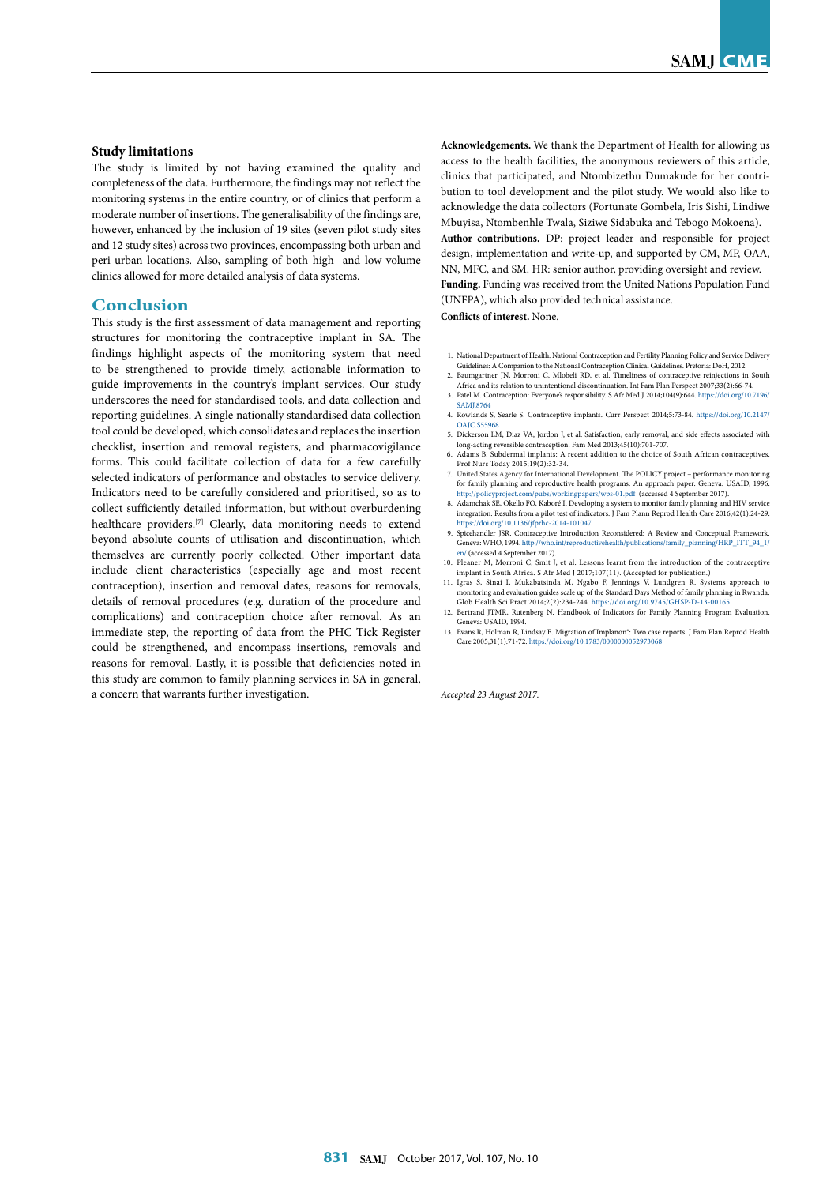## Study limitations

The study is limited by not having examined the quality and completeness of the data. Furthermore, the findings may not reflect the monitoring systems in the entire country, or of clinics that perform a moderate number of insertions. The generalisability of the findings are, however, enhanced by the inclusion of 19 sites (seven pilot study sites and 12 study sites) across two provinces, encompassing both urban and peri-urban locations. Also, sampling of both high- and low-volume clinics allowed for more detailed analysis of data systems.

## Conclusion

This study is the first assessment of data management and reporting structures for monitoring the contraceptive implant in SA. The findings highlight aspects of the monitoring system that need to be strengthened to provide timely, actionable information to guide improvements in the country's implant services. Our study underscores the need for standardised tools, and data collection and reporting guidelines. A single nationally standardised data collection tool could be developed, which consolidates and replaces the insertion checklist, insertion and removal registers, and pharmacovigilance forms. This could facilitate collection of data for a few carefully selected indicators of performance and obstacles to service delivery. Indicators need to be carefully considered and prioritised, so as to collect sufficiently detailed information, but without overburdening healthcare providers.[7] Clearly, data monitoring needs to extend beyond absolute counts of utilisation and discontinuation, which themselves are currently poorly collected. Other important data include client characteristics (especially age and most recent contraception), insertion and removal dates, reasons for removals, details of removal procedures (e.g. duration of the procedure and complications) and contraception choice after removal. As an immediate step, the reporting of data from the PHC Tick Register could be strengthened, and encompass insertions, removals and reasons for removal. Lastly, it is possible that deficiencies noted in this study are common to family planning services in SA in general, a concern that warrants further investigation.

**Acknowledgements.** We thank the Department of Health for allowing us access to the health facilities, the anonymous reviewers of this article, clinics that participated, and Ntombizethu Dumakude for her contribution to tool development and the pilot study. We would also like to acknowledge the data collectors (Fortunate Gombela, Iris Sishi, Lindiwe Mbuyisa, Ntombenhle Twala, Siziwe Sidabuka and Tebogo Mokoena).

**Author contributions.** DP: project leader and responsible for project design, implementation and write-up, and supported by CM, MP, OAA, NN, MFC, and SM. HR: senior author, providing oversight and review.

**Funding.** Funding was received from the United Nations Population Fund (UNFPA), which also provided technical assistance.

**Conflicts of interest.** None.

1. National Department of Health. National Contraception and Fertility Planning Policy and Service Delivery Guidelines: A Companion to the National Contraception Clinical Guidelines. Pretoria: DoH, 2012.
2. Baumgartner JN, Morroni C, Mlobeli RD, et al. Timeliness of contraceptive reinjections in South Africa and its relation to unintentional discontinuation. Int Fam Plan Perspect 2007;33(2):66-74.
3. Patel M. Contraception: Everyone's responsibility. S Afr Med J 2014;104(9):644. https://doi.org/10.7196/SAMJ.8764
4. Rowlands S, Searle S. Contraceptive implants. Curr Perspect 2014;5:73-84. https://doi.org/10.2147/OAJC.S55968
5. Dickerson LM, Diaz VA, Jordon J, et al. Satisfaction, early removal, and side effects associated with long-acting reversible contraception. Fam Med 2013;45(10):701-707.
6. Adams B. Subdermal implants: A recent addition to the choice of South African contraceptives. Prof Nurs Today 2015;19(2):32-34.
7. United States Agency for International Development. The POLICY project – performance monitoring for family planning and reproductive health programs: An approach paper. Geneva: USAID, 1996. http://policyproject.com/pubs/workingpapers/wps-01.pdf (accessed 4 September 2017).
8. Adamchak SE, Okello FO, Kaboré I. Developing a system to monitor family planning and HIV service integration: Results from a pilot test of indicators. J Fam Plann Reprod Health Care 2016;42(1):24-29. https://doi.org/10.1136/jfprhc-2014-101047
9. Spicehandler JSR. Contraceptive Introduction Reconsidered: A Review and Conceptual Framework. Geneva: WHO, 1994. http://who.int/reproductivehealth/publications/family_planning/HRP_ITT_94_1/en/ (accessed 4 September 2017).
10. Pleaner M, Morroni C, Smit J, et al. Lessons learnt from the introduction of the contraceptive implant in South Africa. S Afr Med J 2017;107(11). (Accepted for publication.)
11. Igras S, Sinai I, Mukabatsinda M, Ngabo F, Jennings V, Lundgren R. Systems approach to monitoring and evaluation guides scale up of the Standard Days Method of family planning in Rwanda. Glob Health Sci Pract 2014;2(2):234-244. https://doi.org/10.9745/GHSP-D-13-00165
12. Bertrand JTMR, Rutenberg N. Handbook of Indicators for Family Planning Program Evaluation. Geneva: USAID, 1994.
13. Evans R, Holman R, Lindsay E. Migration of Implanon®: Two case reports. J Fam Plan Reprod Health Care 2005;31(1):71-72. https://doi.org/10.1783/0000000052973068

*Accepted 23 August 2017.*